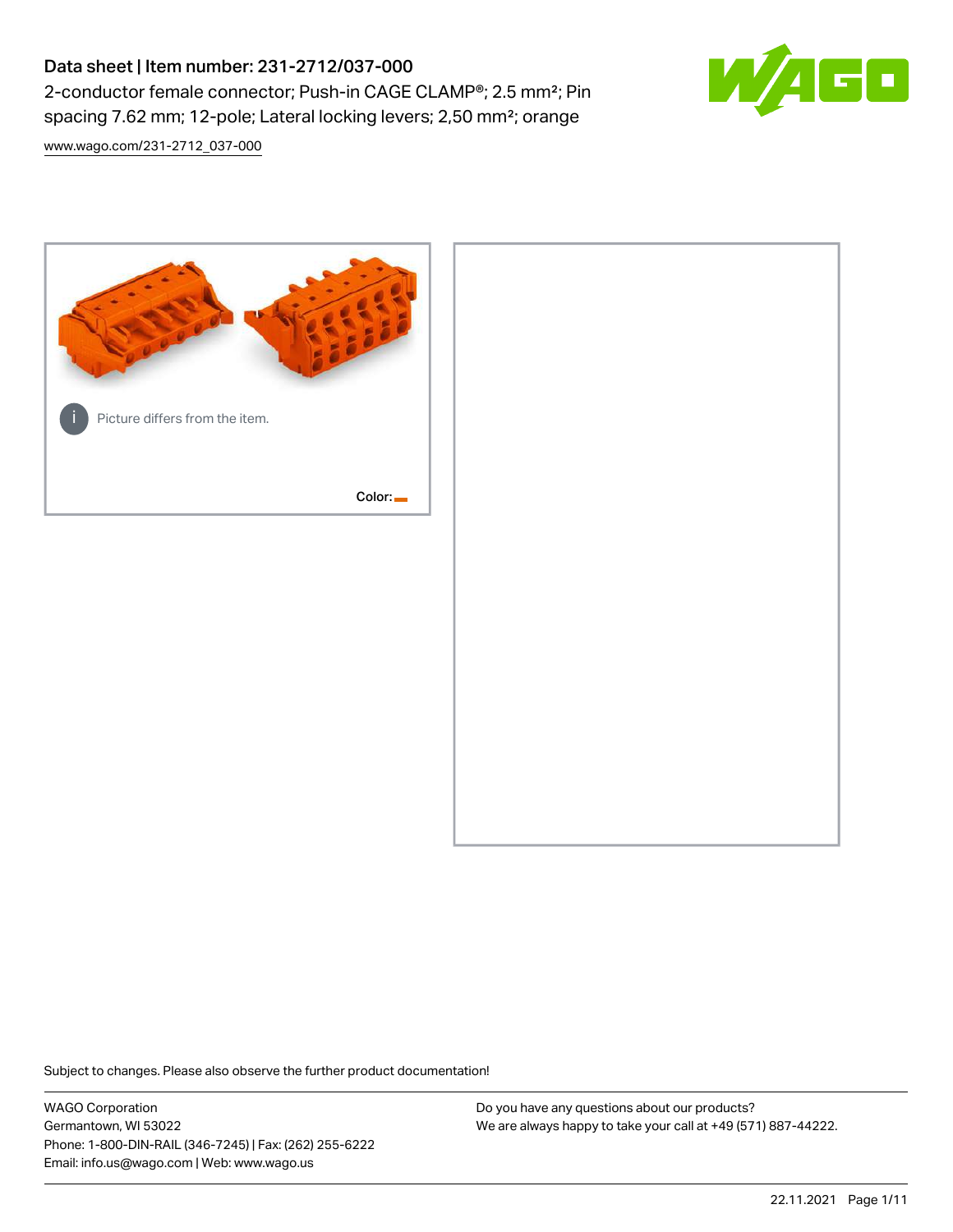# Data sheet | Item number: 231-2712/037-000

2-conductor female connector; Push-in CAGE CLAMP®; 2.5 mm²; Pin spacing 7.62 mm; 12-pole; Lateral locking levers; 2,50 mm²; orange

www.wago.com/231-2712_037-000

Picture differs from the item.

Color:

Subject to changes. Please also observe the further product documentation!

WAGO Corporation
Germantown, WI 53022
Phone: 1-800-DIN-RAIL (346-7245) | Fax: (262) 255-6222
Email: info.us@wago.com | Web: www.wago.us

Do you have any questions about our products?
We are always happy to take your call at +49 (571) 887-44222.

22.11.2021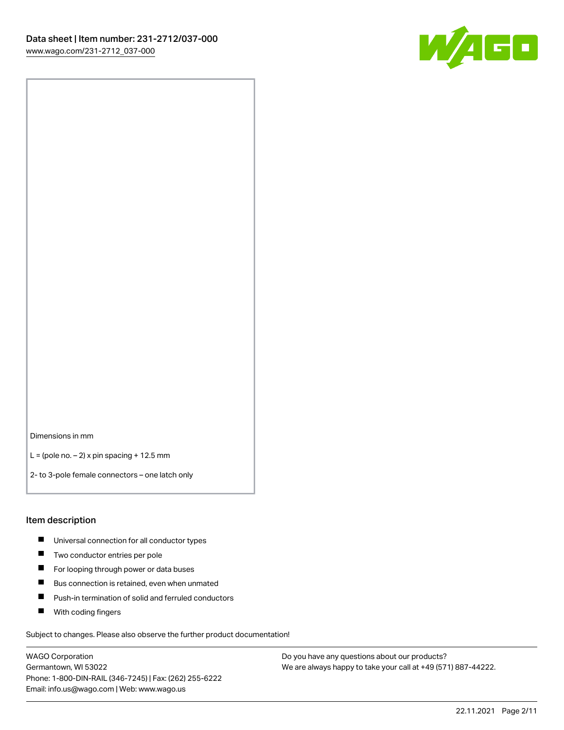Dimensions in mm

L = (pole no. – 2) x pin spacing + 12.5 mm

2- to 3-pole female connectors – one latch only

## Item description

- Universal connection for all conductor types
- Two conductor entries per pole
- For looping through power or data buses
- Bus connection is retained, even when unmated
- Push-in termination of solid and ferruled conductors
- With coding fingers

Subject to changes. Please also observe the further product documentation!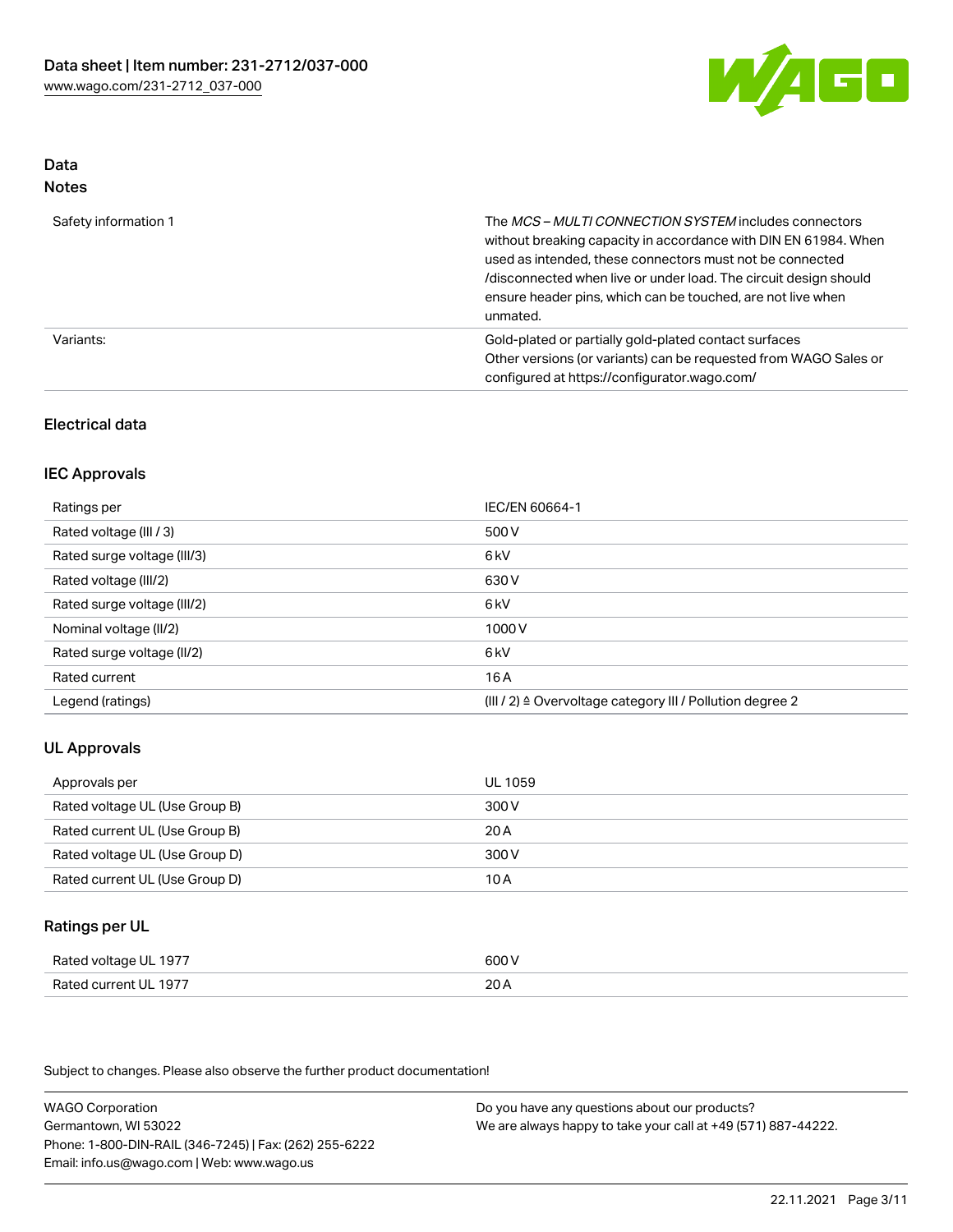## Data
### Notes

| | |
|---|---|
| Safety information 1 | The *MCS – MULTI CONNECTION SYSTEM* includes connectors without breaking capacity in accordance with DIN EN 61984. When used as intended, these connectors must not be connected /disconnected when live or under load. The circuit design should ensure header pins, which can be touched, are not live when unmated. |
| Variants: | Gold-plated or partially gold-plated contact surfaces<br>Other versions (or variants) can be requested from WAGO Sales or configured at https://configurator.wago.com/ |

## Electrical data

### IEC Approvals

| | |
|---|---|
| Ratings per | IEC/EN 60664-1 |
| Rated voltage (III / 3) | 500 V |
| Rated surge voltage (III/3) | 6 kV |
| Rated voltage (III/2) | 630 V |
| Rated surge voltage (III/2) | 6 kV |
| Nominal voltage (II/2) | 1000 V |
| Rated surge voltage (II/2) | 6 kV |
| Rated current | 16 A |
| Legend (ratings) | (III / 2) ≙ Overvoltage category III / Pollution degree 2 |

### UL Approvals

| | |
|---|---|
| Approvals per | UL 1059 |
| Rated voltage UL (Use Group B) | 300 V |
| Rated current UL (Use Group B) | 20 A |
| Rated voltage UL (Use Group D) | 300 V |
| Rated current UL (Use Group D) | 10 A |

### Ratings per UL

| | |
|---|---|
| Rated voltage UL 1977 | 600 V |
| Rated current UL 1977 | 20 A |

Subject to changes. Please also observe the further product documentation!

WAGO Corporation
Germantown, WI 53022
Phone: 1-800-DIN-RAIL (346-7245) | Fax: (262) 255-6222
Email: info.us@wago.com | Web: www.wago.us

Do you have any questions about our products?
We are always happy to take your call at +49 (571) 887-44222.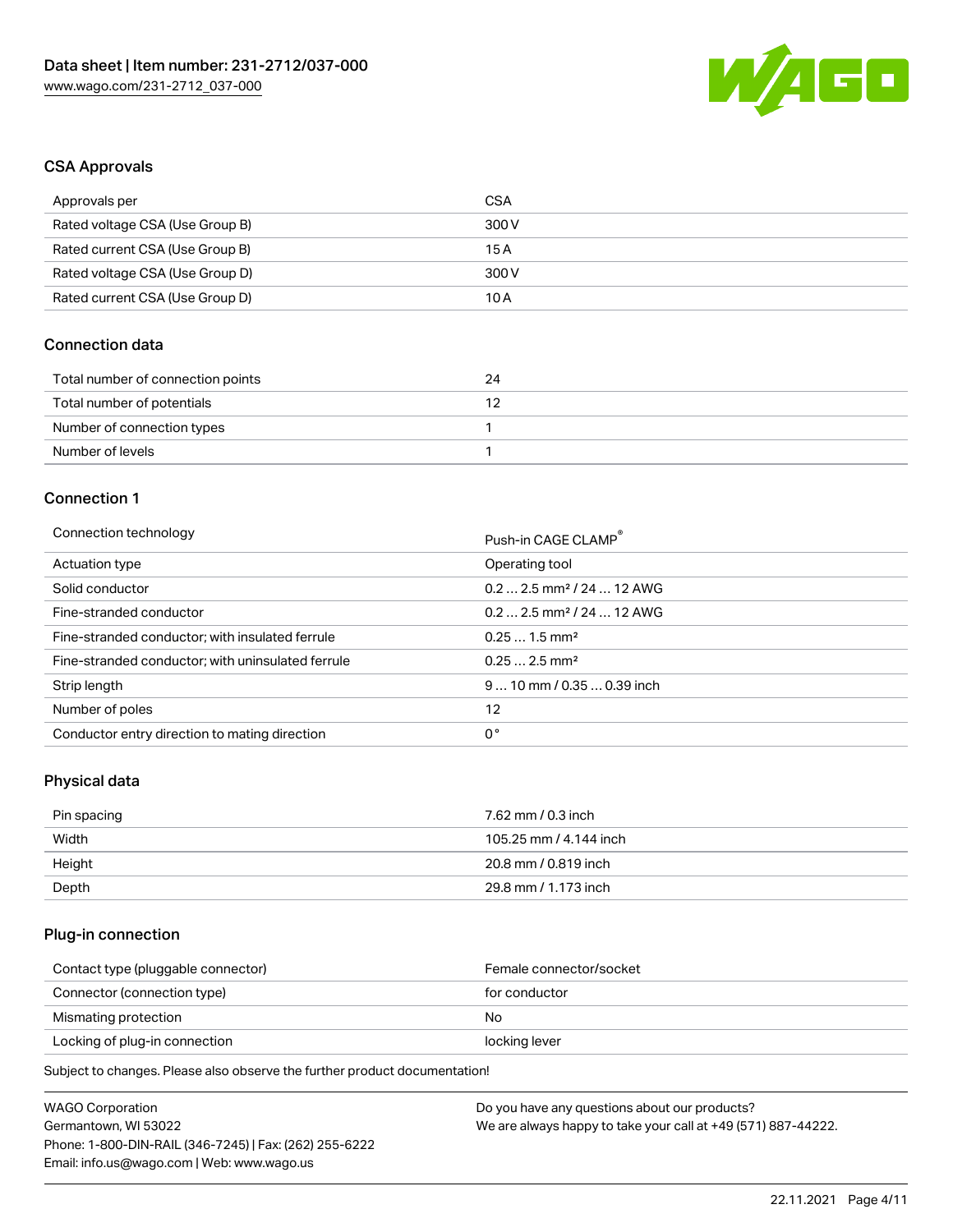## CSA Approvals

| Approvals per | CSA |
| --- | --- |
| Rated voltage CSA (Use Group B) | 300 V |
| Rated current CSA (Use Group B) | 15 A |
| Rated voltage CSA (Use Group D) | 300 V |
| Rated current CSA (Use Group D) | 10 A |

## Connection data

| Total number of connection points | 24 |
| --- | --- |
| Total number of potentials | 12 |
| Number of connection types | 1 |
| Number of levels | 1 |

## Connection 1

| Connection technology | Push-in CAGE CLAMP® |
| --- | --- |
| Actuation type | Operating tool |
| Solid conductor | 0.2 … 2.5 mm² / 24 … 12 AWG |
| Fine-stranded conductor | 0.2 … 2.5 mm² / 24 … 12 AWG |
| Fine-stranded conductor; with insulated ferrule | 0.25 … 1.5 mm² |
| Fine-stranded conductor; with uninsulated ferrule | 0.25 … 2.5 mm² |
| Strip length | 9 … 10 mm / 0.35 … 0.39 inch |
| Number of poles | 12 |
| Conductor entry direction to mating direction | 0 ° |

## Physical data

| Pin spacing | 7.62 mm / 0.3 inch |
| --- | --- |
| Width | 105.25 mm / 4.144 inch |
| Height | 20.8 mm / 0.819 inch |
| Depth | 29.8 mm / 1.173 inch |

## Plug-in connection

| Contact type (pluggable connector) | Female connector/socket |
| --- | --- |
| Connector (connection type) | for conductor |
| Mismating protection | No |
| Locking of plug-in connection | locking lever |

Subject to changes. Please also observe the further product documentation!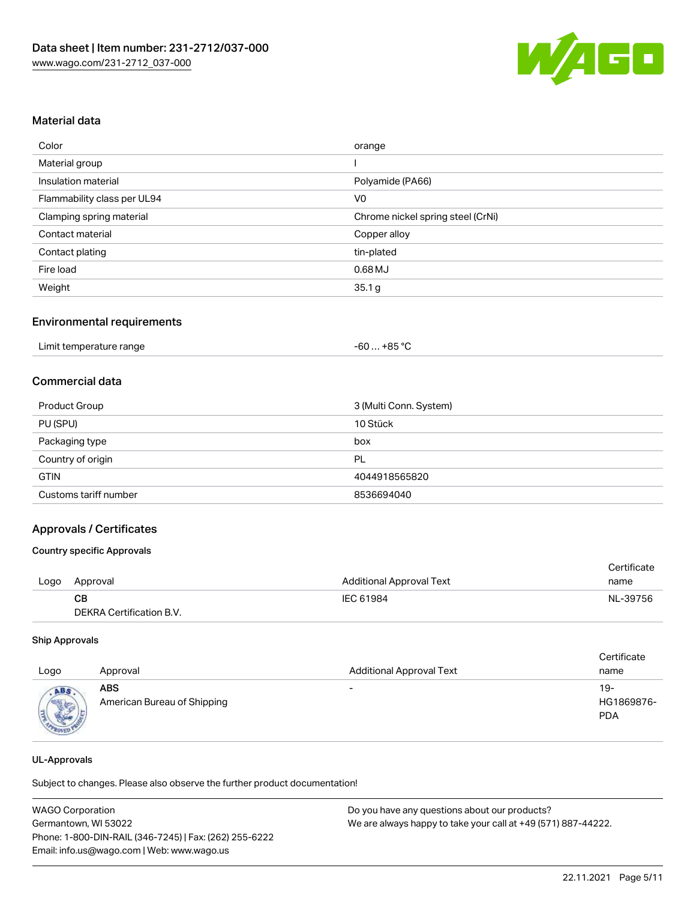## Material data

| Color | orange |
| --- | --- |
| Material group | I |
| Insulation material | Polyamide (PA66) |
| Flammability class per UL94 | V0 |
| Clamping spring material | Chrome nickel spring steel (CrNi) |
| Contact material | Copper alloy |
| Contact plating | tin-plated |
| Fire load | 0.68 MJ |
| Weight | 35.1 g |

## Environmental requirements

| Limit temperature range | -60 … +85 °C |
| --- | --- |

## Commercial data

| Product Group | 3 (Multi Conn. System) |
| --- | --- |
| PU (SPU) | 10 Stück |
| Packaging type | box |
| Country of origin | PL |
| GTIN | 4044918565820 |
| Customs tariff number | 8536694040 |

## Approvals / Certificates

### Country specific Approvals

| Logo | Approval | Additional Approval Text | Certificate name |
| --- | --- | --- | --- |
| | **CB** DEKRA Certification B.V. | IEC 61984 | NL-39756 |

### Ship Approvals

| Logo | Approval | Additional Approval Text | Certificate name |
| --- | --- | --- | --- |
| | **ABS** American Bureau of Shipping | - | 19-HG1869876-PDA |

### UL-Approvals

Subject to changes. Please also observe the further product documentation!

WAGO Corporation
Germantown, WI 53022
Phone: 1-800-DIN-RAIL (346-7245) | Fax: (262) 255-6222
Email: info.us@wago.com | Web: www.wago.us

Do you have any questions about our products?
We are always happy to take your call at +49 (571) 887-44222.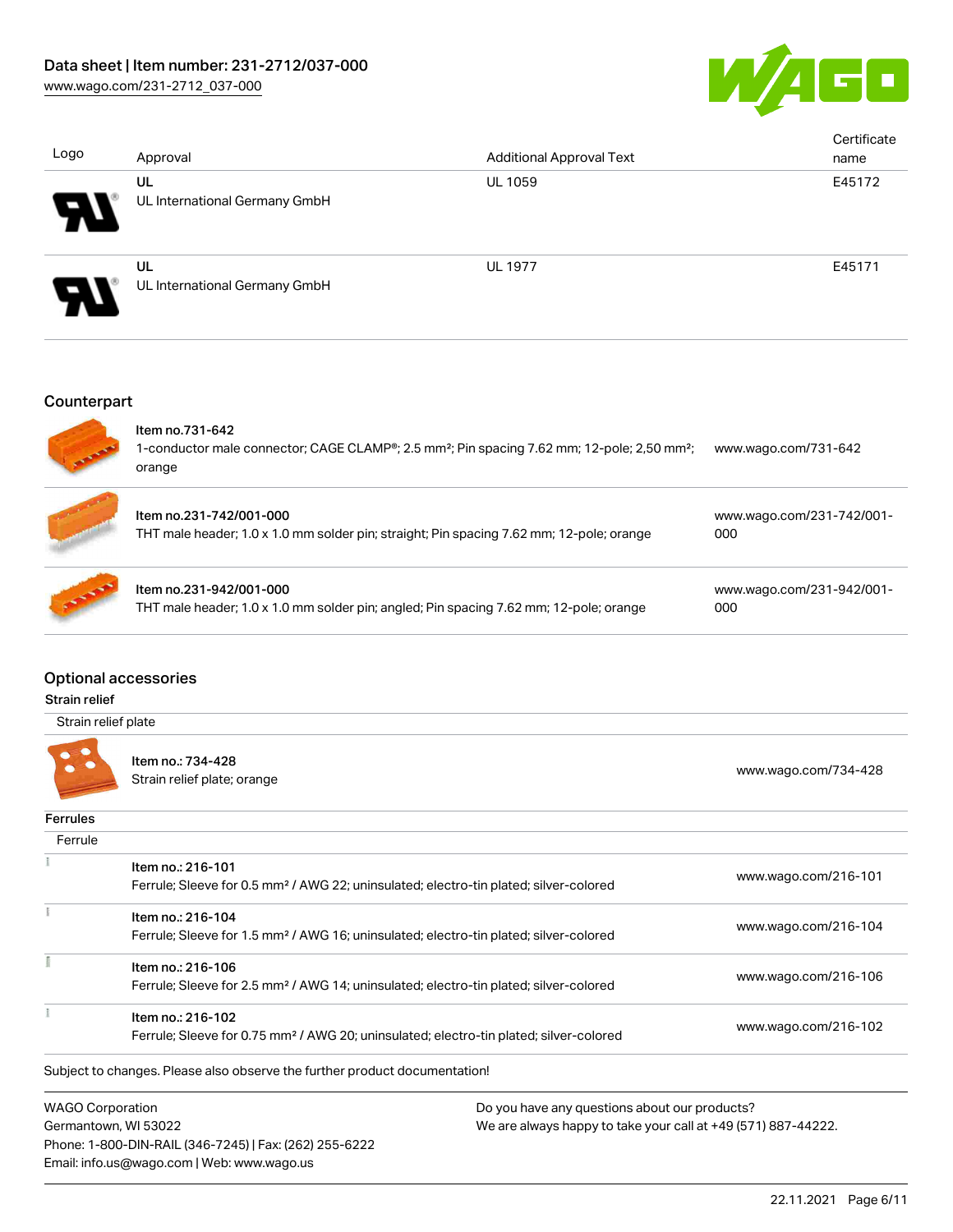| Logo | Approval | Additional Approval Text | Certificate name |
| --- | --- | --- | --- |
| | UL<br>UL International Germany GmbH | UL 1059 | E45172 |
| | UL<br>UL International Germany GmbH | UL 1977 | E45171 |

## Counterpart

| | | |
| --- | --- | --- |
| | Item no.731-642<br>1-conductor male connector; CAGE CLAMP®; 2.5 mm²; Pin spacing 7.62 mm; 12-pole; 2,50 mm²; orange | www.wago.com/731-642 |
| | Item no.231-742/001-000<br>THT male header; 1.0 x 1.0 mm solder pin; straight; Pin spacing 7.62 mm; 12-pole; orange | www.wago.com/231-742/001-000 |
| | Item no.231-942/001-000<br>THT male header; 1.0 x 1.0 mm solder pin; angled; Pin spacing 7.62 mm; 12-pole; orange | www.wago.com/231-942/001-000 |

## Optional accessories

### Strain relief

Strain relief plate

| | | |
| --- | --- | --- |
| | Item no.: 734-428<br>Strain relief plate; orange | www.wago.com/734-428 |

### Ferrules

Ferrule

| | | |
| --- | --- | --- |
| | Item no.: 216-101<br>Ferrule; Sleeve for 0.5 mm² / AWG 22; uninsulated; electro-tin plated; silver-colored | www.wago.com/216-101 |
| | Item no.: 216-104<br>Ferrule; Sleeve for 1.5 mm² / AWG 16; uninsulated; electro-tin plated; silver-colored | www.wago.com/216-104 |
| | Item no.: 216-106<br>Ferrule; Sleeve for 2.5 mm² / AWG 14; uninsulated; electro-tin plated; silver-colored | www.wago.com/216-106 |
| | Item no.: 216-102<br>Ferrule; Sleeve for 0.75 mm² / AWG 20; uninsulated; electro-tin plated; silver-colored | www.wago.com/216-102 |

Subject to changes. Please also observe the further product documentation!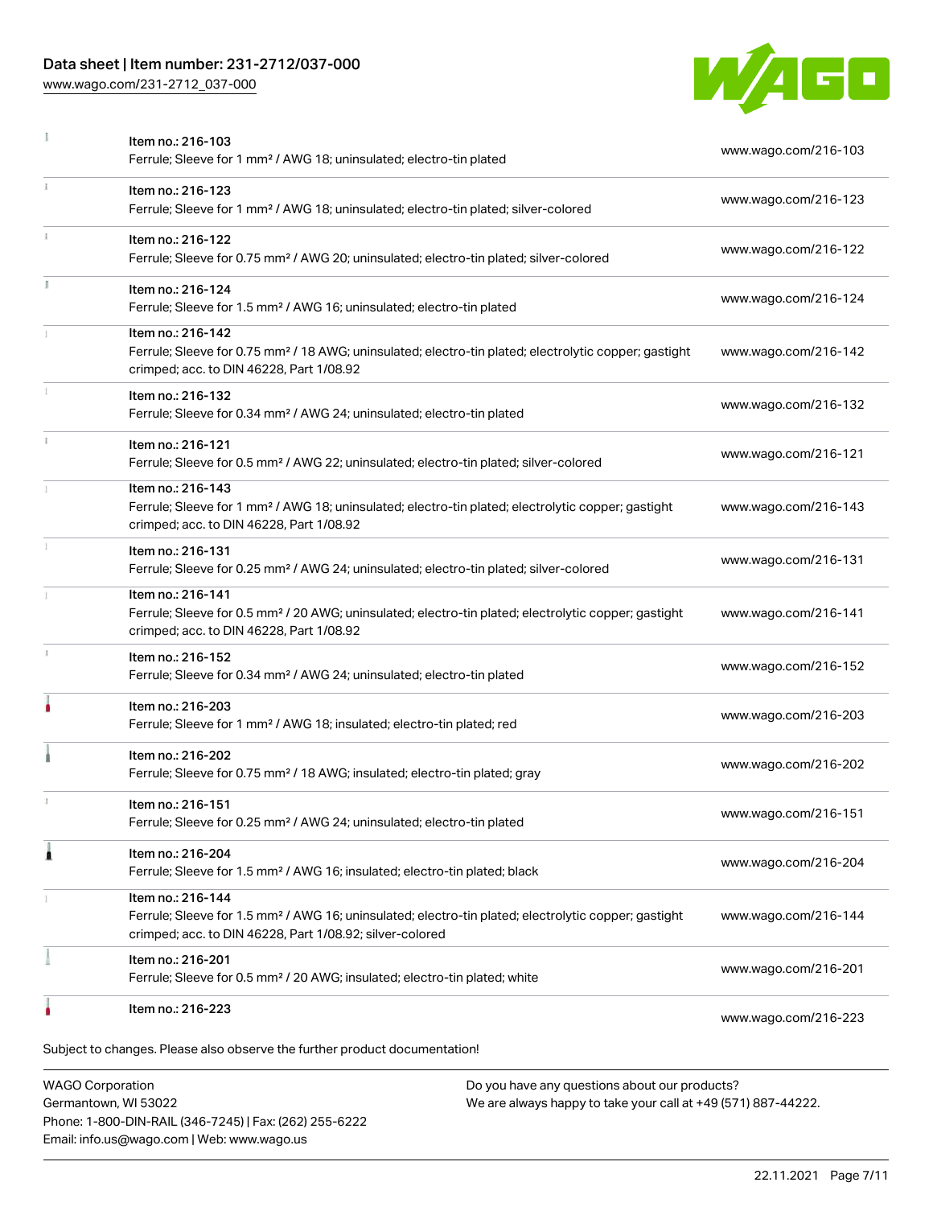| | | |
|---|---|---|
| | Item no.: 216-103<br>Ferrule; Sleeve for 1 mm² / AWG 18; uninsulated; electro-tin plated | www.wago.com/216-103 |
| | Item no.: 216-123<br>Ferrule; Sleeve for 1 mm² / AWG 18; uninsulated; electro-tin plated; silver-colored | www.wago.com/216-123 |
| | Item no.: 216-122<br>Ferrule; Sleeve for 0.75 mm² / AWG 20; uninsulated; electro-tin plated; silver-colored | www.wago.com/216-122 |
| | Item no.: 216-124<br>Ferrule; Sleeve for 1.5 mm² / AWG 16; uninsulated; electro-tin plated | www.wago.com/216-124 |
| | Item no.: 216-142<br>Ferrule; Sleeve for 0.75 mm² / 18 AWG; uninsulated; electro-tin plated; electrolytic copper; gastight crimped; acc. to DIN 46228, Part 1/08.92 | www.wago.com/216-142 |
| | Item no.: 216-132<br>Ferrule; Sleeve for 0.34 mm² / AWG 24; uninsulated; electro-tin plated | www.wago.com/216-132 |
| | Item no.: 216-121<br>Ferrule; Sleeve for 0.5 mm² / AWG 22; uninsulated; electro-tin plated; silver-colored | www.wago.com/216-121 |
| | Item no.: 216-143<br>Ferrule; Sleeve for 1 mm² / AWG 18; uninsulated; electro-tin plated; electrolytic copper; gastight crimped; acc. to DIN 46228, Part 1/08.92 | www.wago.com/216-143 |
| | Item no.: 216-131<br>Ferrule; Sleeve for 0.25 mm² / AWG 24; uninsulated; electro-tin plated; silver-colored | www.wago.com/216-131 |
| | Item no.: 216-141<br>Ferrule; Sleeve for 0.5 mm² / 20 AWG; uninsulated; electro-tin plated; electrolytic copper; gastight crimped; acc. to DIN 46228, Part 1/08.92 | www.wago.com/216-141 |
| | Item no.: 216-152<br>Ferrule; Sleeve for 0.34 mm² / AWG 24; uninsulated; electro-tin plated | www.wago.com/216-152 |
| | Item no.: 216-203<br>Ferrule; Sleeve for 1 mm² / AWG 18; insulated; electro-tin plated; red | www.wago.com/216-203 |
| | Item no.: 216-202<br>Ferrule; Sleeve for 0.75 mm² / 18 AWG; insulated; electro-tin plated; gray | www.wago.com/216-202 |
| | Item no.: 216-151<br>Ferrule; Sleeve for 0.25 mm² / AWG 24; uninsulated; electro-tin plated | www.wago.com/216-151 |
| | Item no.: 216-204<br>Ferrule; Sleeve for 1.5 mm² / AWG 16; insulated; electro-tin plated; black | www.wago.com/216-204 |
| | Item no.: 216-144<br>Ferrule; Sleeve for 1.5 mm² / AWG 16; uninsulated; electro-tin plated; electrolytic copper; gastight crimped; acc. to DIN 46228, Part 1/08.92; silver-colored | www.wago.com/216-144 |
| | Item no.: 216-201<br>Ferrule; Sleeve for 0.5 mm² / 20 AWG; insulated; electro-tin plated; white | www.wago.com/216-201 |
| | Item no.: 216-223 | www.wago.com/216-223 |

Subject to changes. Please also observe the further product documentation!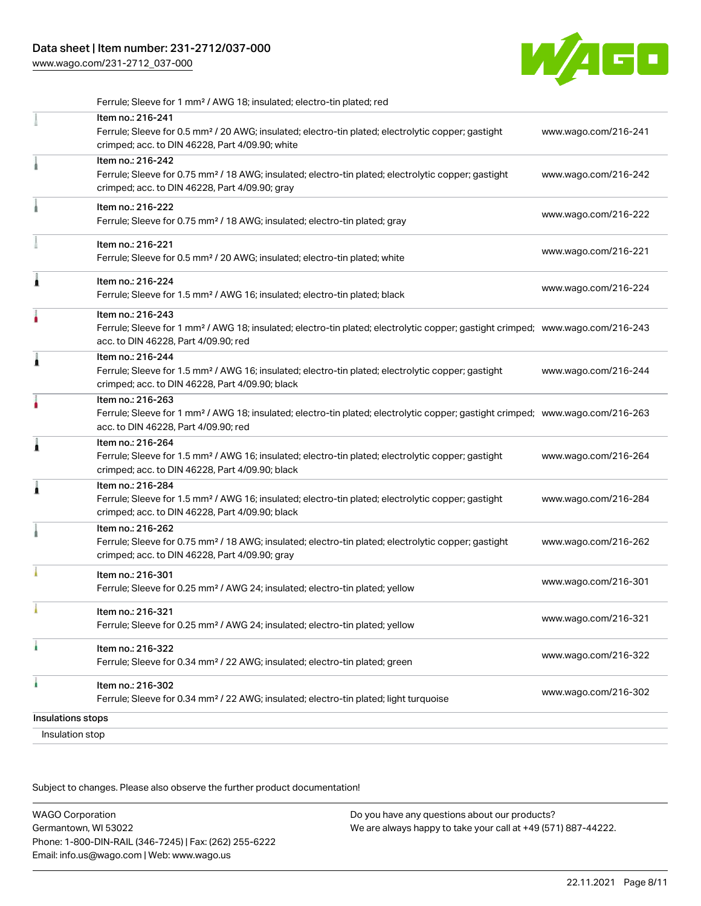Ferrule; Sleeve for 1 mm² / AWG 18; insulated; electro-tin plated; red

| Item | Link |
| --- | --- |
| Item no.: 216-241<br>Ferrule; Sleeve for 0.5 mm² / 20 AWG; insulated; electro-tin plated; electrolytic copper; gastight crimped; acc. to DIN 46228, Part 4/09.90; white | www.wago.com/216-241 |
| Item no.: 216-242<br>Ferrule; Sleeve for 0.75 mm² / 18 AWG; insulated; electro-tin plated; electrolytic copper; gastight crimped; acc. to DIN 46228, Part 4/09.90; gray | www.wago.com/216-242 |
| Item no.: 216-222<br>Ferrule; Sleeve for 0.75 mm² / 18 AWG; insulated; electro-tin plated; gray | www.wago.com/216-222 |
| Item no.: 216-221<br>Ferrule; Sleeve for 0.5 mm² / 20 AWG; insulated; electro-tin plated; white | www.wago.com/216-221 |
| Item no.: 216-224<br>Ferrule; Sleeve for 1.5 mm² / AWG 16; insulated; electro-tin plated; black | www.wago.com/216-224 |
| Item no.: 216-243<br>Ferrule; Sleeve for 1 mm² / AWG 18; insulated; electro-tin plated; electrolytic copper; gastight crimped; acc. to DIN 46228, Part 4/09.90; red | www.wago.com/216-243 |
| Item no.: 216-244<br>Ferrule; Sleeve for 1.5 mm² / AWG 16; insulated; electro-tin plated; electrolytic copper; gastight crimped; acc. to DIN 46228, Part 4/09.90; black | www.wago.com/216-244 |
| Item no.: 216-263<br>Ferrule; Sleeve for 1 mm² / AWG 18; insulated; electro-tin plated; electrolytic copper; gastight crimped; acc. to DIN 46228, Part 4/09.90; red | www.wago.com/216-263 |
| Item no.: 216-264<br>Ferrule; Sleeve for 1.5 mm² / AWG 16; insulated; electro-tin plated; electrolytic copper; gastight crimped; acc. to DIN 46228, Part 4/09.90; black | www.wago.com/216-264 |
| Item no.: 216-284<br>Ferrule; Sleeve for 1.5 mm² / AWG 16; insulated; electro-tin plated; electrolytic copper; gastight crimped; acc. to DIN 46228, Part 4/09.90; black | www.wago.com/216-284 |
| Item no.: 216-262<br>Ferrule; Sleeve for 0.75 mm² / 18 AWG; insulated; electro-tin plated; electrolytic copper; gastight crimped; acc. to DIN 46228, Part 4/09.90; gray | www.wago.com/216-262 |
| Item no.: 216-301<br>Ferrule; Sleeve for 0.25 mm² / AWG 24; insulated; electro-tin plated; yellow | www.wago.com/216-301 |
| Item no.: 216-321<br>Ferrule; Sleeve for 0.25 mm² / AWG 24; insulated; electro-tin plated; yellow | www.wago.com/216-321 |
| Item no.: 216-322<br>Ferrule; Sleeve for 0.34 mm² / 22 AWG; insulated; electro-tin plated; green | www.wago.com/216-322 |
| Item no.: 216-302<br>Ferrule; Sleeve for 0.34 mm² / 22 AWG; insulated; electro-tin plated; light turquoise | www.wago.com/216-302 |

Insulations stops

Insulation stop

Subject to changes. Please also observe the further product documentation!

WAGO Corporation
Germantown, WI 53022
Phone: 1-800-DIN-RAIL (346-7245) | Fax: (262) 255-6222
Email: info.us@wago.com | Web: www.wago.us

Do you have any questions about our products?
We are always happy to take your call at +49 (571) 887-44222.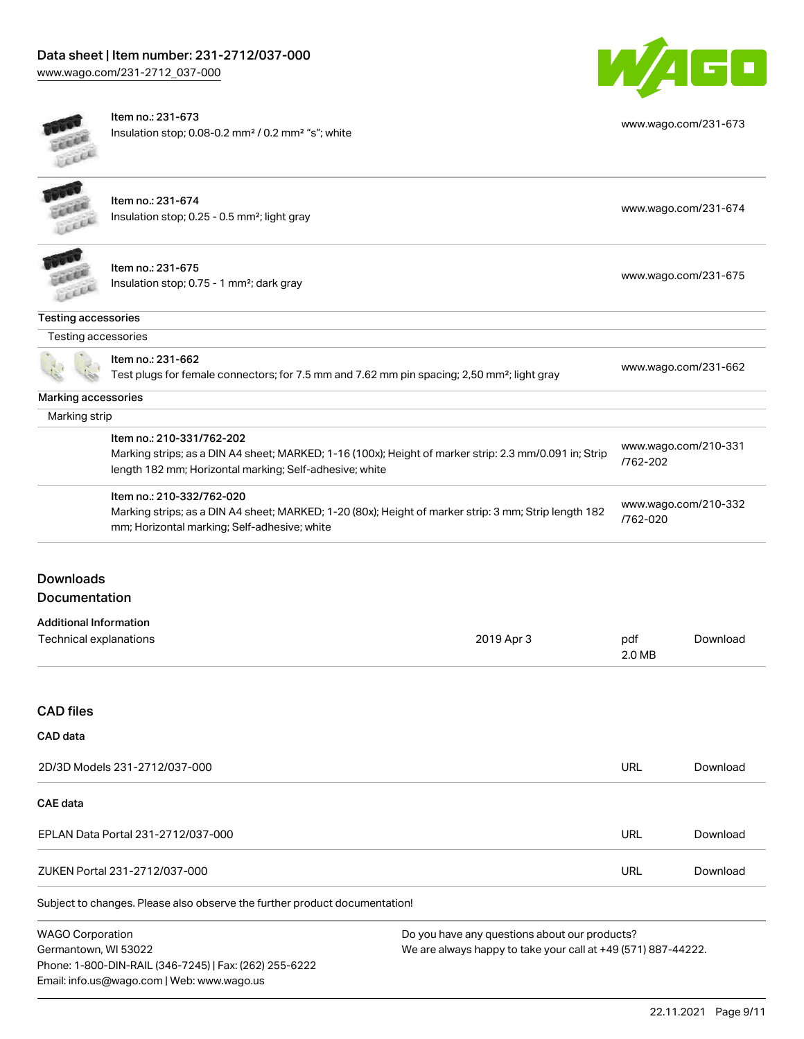| | | |
|---|---|---|
| | Item no.: 231-673<br>Insulation stop; 0.08-0.2 mm² / 0.2 mm² "s"; white | www.wago.com/231-673 |
| | Item no.: 231-674<br>Insulation stop; 0.25 - 0.5 mm²; light gray | www.wago.com/231-674 |
| | Item no.: 231-675<br>Insulation stop; 0.75 - 1 mm²; dark gray | www.wago.com/231-675 |

**Testing accessories**

Testing accessories

| | | |
|---|---|---|
| | Item no.: 231-662<br>Test plugs for female connectors; for 7.5 mm and 7.62 mm pin spacing; 2,50 mm²; light gray | www.wago.com/231-662 |

**Marking accessories**

Marking strip

| | | |
|---|---|---|
| | Item no.: 210-331/762-202<br>Marking strips; as a DIN A4 sheet; MARKED; 1-16 (100x); Height of marker strip: 2.3 mm/0.091 in; Strip length 182 mm; Horizontal marking; Self-adhesive; white | www.wago.com/210-331/762-202 |
| | Item no.: 210-332/762-020<br>Marking strips; as a DIN A4 sheet; MARKED; 1-20 (80x); Height of marker strip: 3 mm; Strip length 182 mm; Horizontal marking; Self-adhesive; white | www.wago.com/210-332/762-020 |

## Downloads

### Documentation

**Additional Information**

| | | | |
|---|---|---|---|
| Technical explanations | 2019 Apr 3 | pdf<br>2.0 MB | Download |

## CAD files

**CAD data**

| | | |
|---|---|---|
| 2D/3D Models 231-2712/037-000 | URL | Download |

**CAE data**

| | | |
|---|---|---|
| EPLAN Data Portal 231-2712/037-000 | URL | Download |
| ZUKEN Portal 231-2712/037-000 | URL | Download |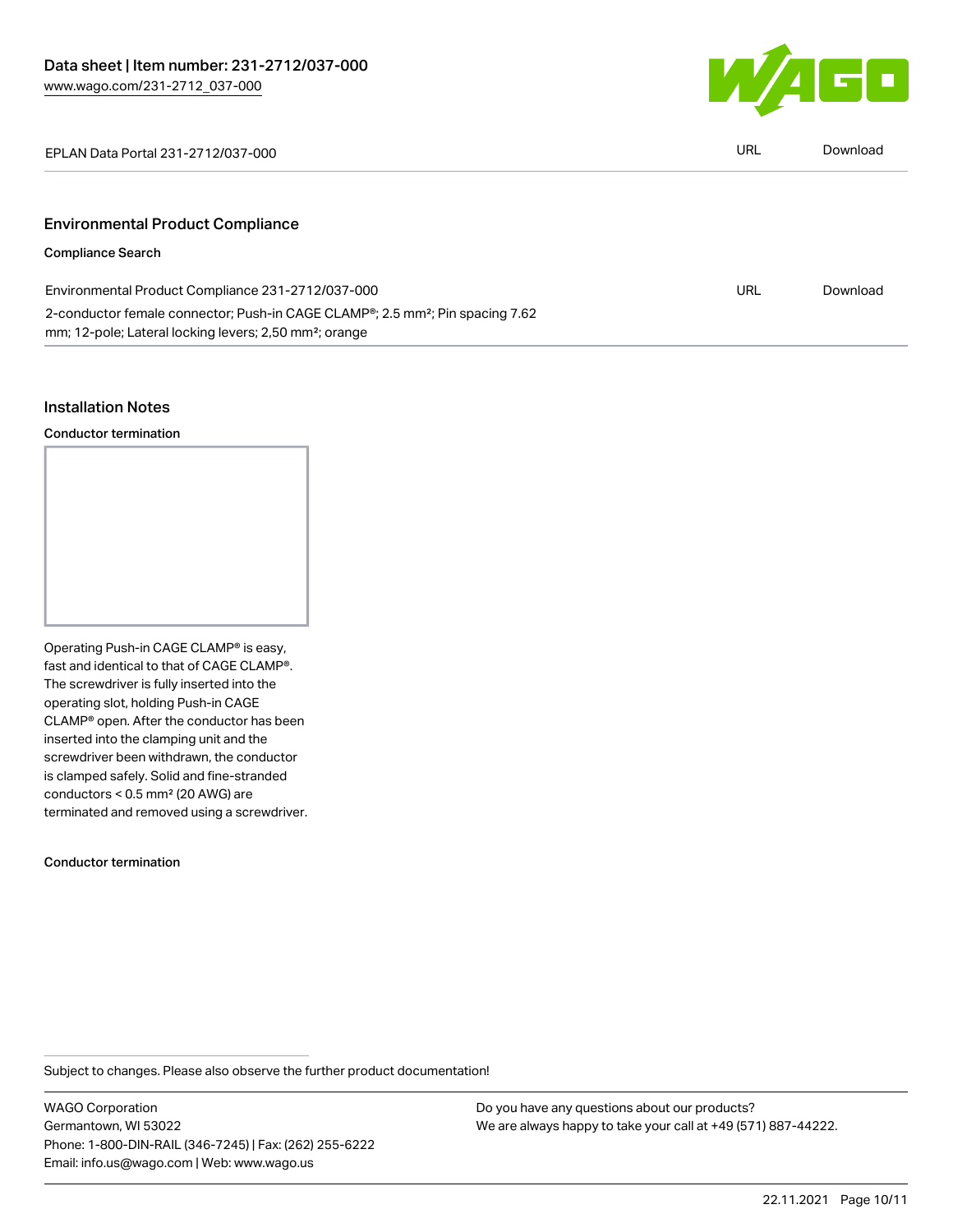| EPLAN Data Portal 231-2712/037-000 | URL | Download |
| --- | --- | --- |

## Environmental Product Compliance

### Compliance Search

| Environmental Product Compliance 231-2712/037-000 | URL | Download |
| --- | --- | --- |
| 2-conductor female connector; Push-in CAGE CLAMP®; 2.5 mm²; Pin spacing 7.62 mm; 12-pole; Lateral locking levers; 2,50 mm²; orange | | |

## Installation Notes

### Conductor termination

Operating Push-in CAGE CLAMP® is easy, fast and identical to that of CAGE CLAMP®. The screwdriver is fully inserted into the operating slot, holding Push-in CAGE CLAMP® open. After the conductor has been inserted into the clamping unit and the screwdriver been withdrawn, the conductor is clamped safely. Solid and fine-stranded conductors < 0.5 mm² (20 AWG) are terminated and removed using a screwdriver.

### Conductor termination

Subject to changes. Please also observe the further product documentation!

WAGO Corporation
Germantown, WI 53022
Phone: 1-800-DIN-RAIL (346-7245) | Fax: (262) 255-6222
Email: info.us@wago.com | Web: www.wago.us

Do you have any questions about our products?
We are always happy to take your call at +49 (571) 887-44222.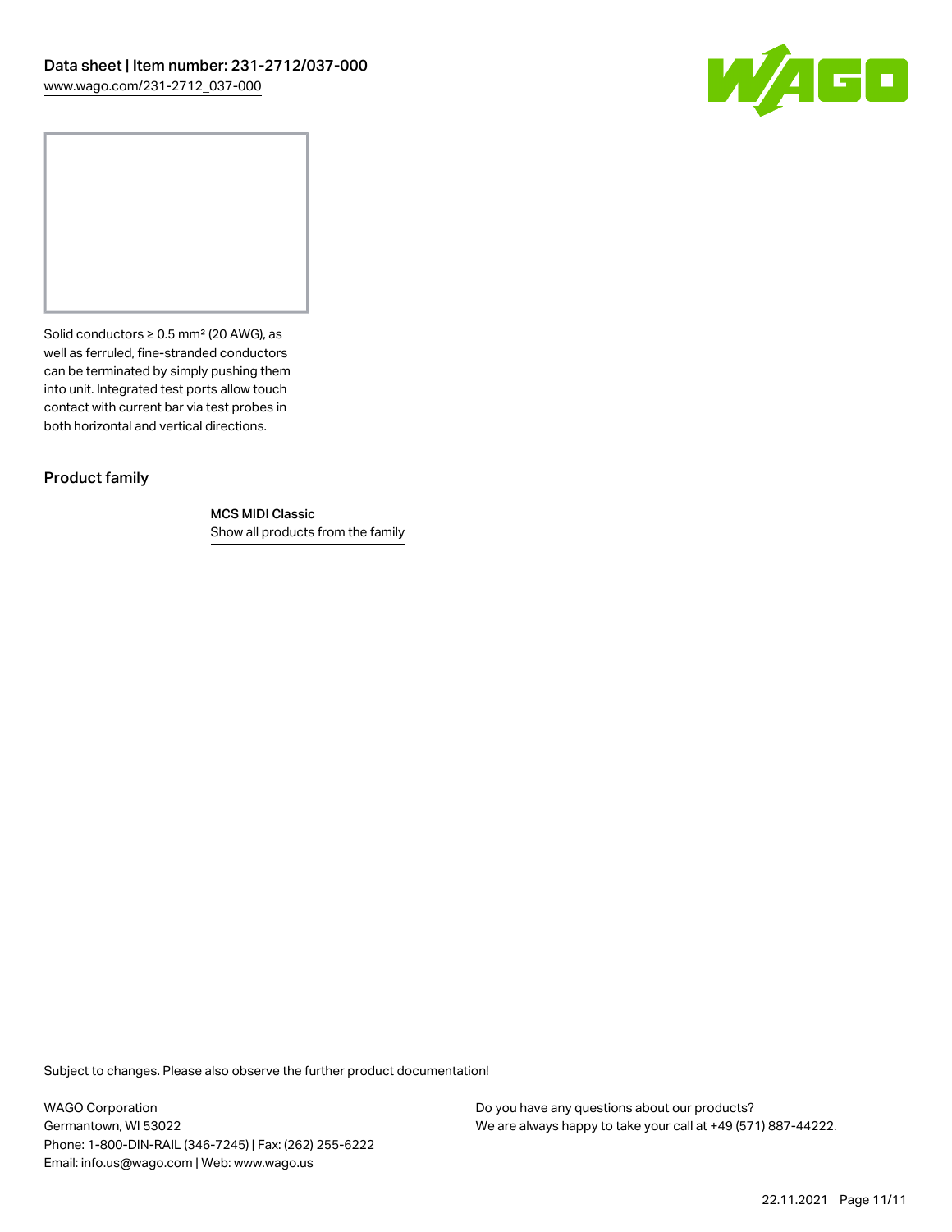Solid conductors ≥ 0.5 mm² (20 AWG), as well as ferruled, fine-stranded conductors can be terminated by simply pushing them into unit. Integrated test ports allow touch contact with current bar via test probes in both horizontal and vertical directions.

## Product family

MCS MIDI Classic
Show all products from the family

Subject to changes. Please also observe the further product documentation!

WAGO Corporation
Germantown, WI 53022
Phone: 1-800-DIN-RAIL (346-7245) | Fax: (262) 255-6222
Email: info.us@wago.com | Web: www.wago.us

Do you have any questions about our products?
We are always happy to take your call at +49 (571) 887-44222.